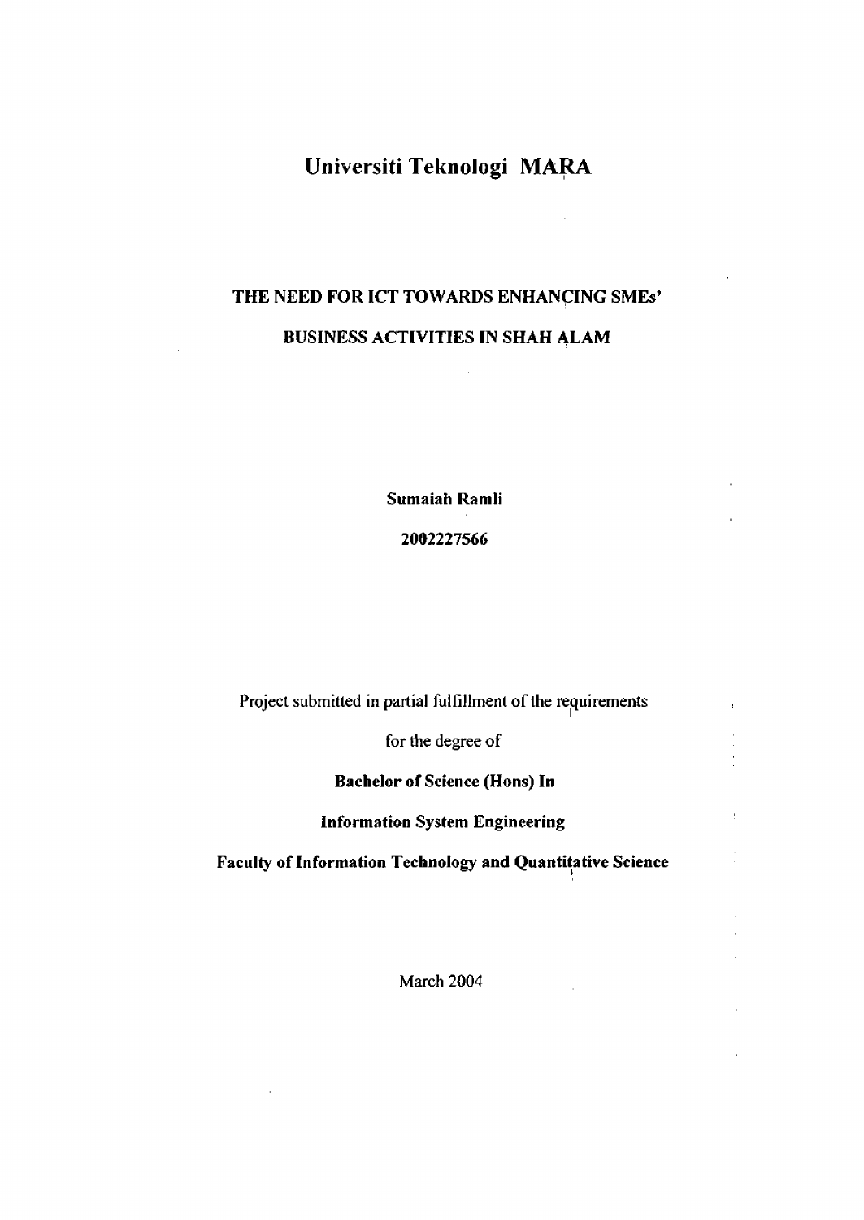# Universiti Teknologi MARA

## THE NEED FOR ICT TOWARDS ENHANCING SMEs' BUSINESS ACTIVITIES IN SHAH ALAM

**Sumaiah Ramli**

**2002227566**

Project submitted in partial fulfillment of the requirements

for the degree of

**Bachelor of Science (Hons) In**

**Information System Engineering**

**Faculty of Information Technology and Quantitative Science**

March 2004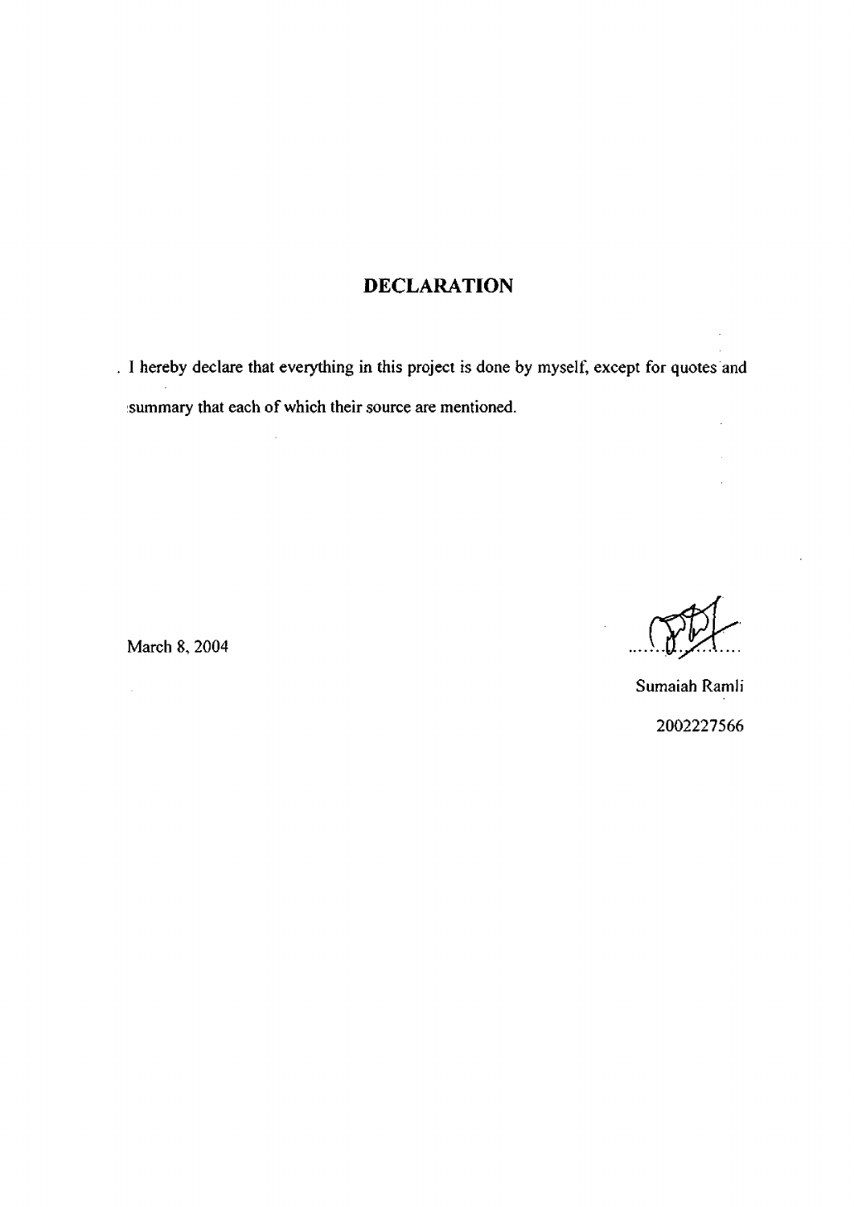# DECLARATION

I hereby declare that everything in this project is done by myself, except for quotes and summary that each of which their source are mentioned.

March 8, 2004

Sumaiah Ramli

2002227566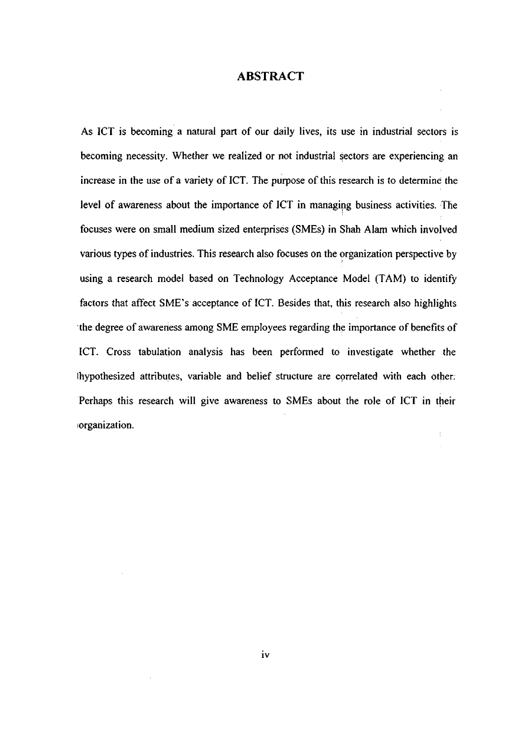# ABSTRACT

As ICT is becoming a natural part of our daily lives, its use in industrial sectors is becoming necessity. Whether we realized or not industrial sectors are experiencing an increase in the use of a variety of ICT. The purpose of this research is to determine the level of awareness about the importance of ICT in managing business activities. The focuses were on small medium sized enterprises (SMEs) in Shah Alam which involved various types of industries. This research also focuses on the organization perspective by using a research model based on Technology Acceptance Model (TAM) to identify factors that affect SME's acceptance of ICT. Besides that, this research also highlights the degree of awareness among SME employees regarding the importance of benefits of ICT. Cross tabulation analysis has been performed to investigate whether the hypothesized attributes, variable and belief structure are correlated with each other. Perhaps this research will give awareness to SMEs about the role of ICT in their organization.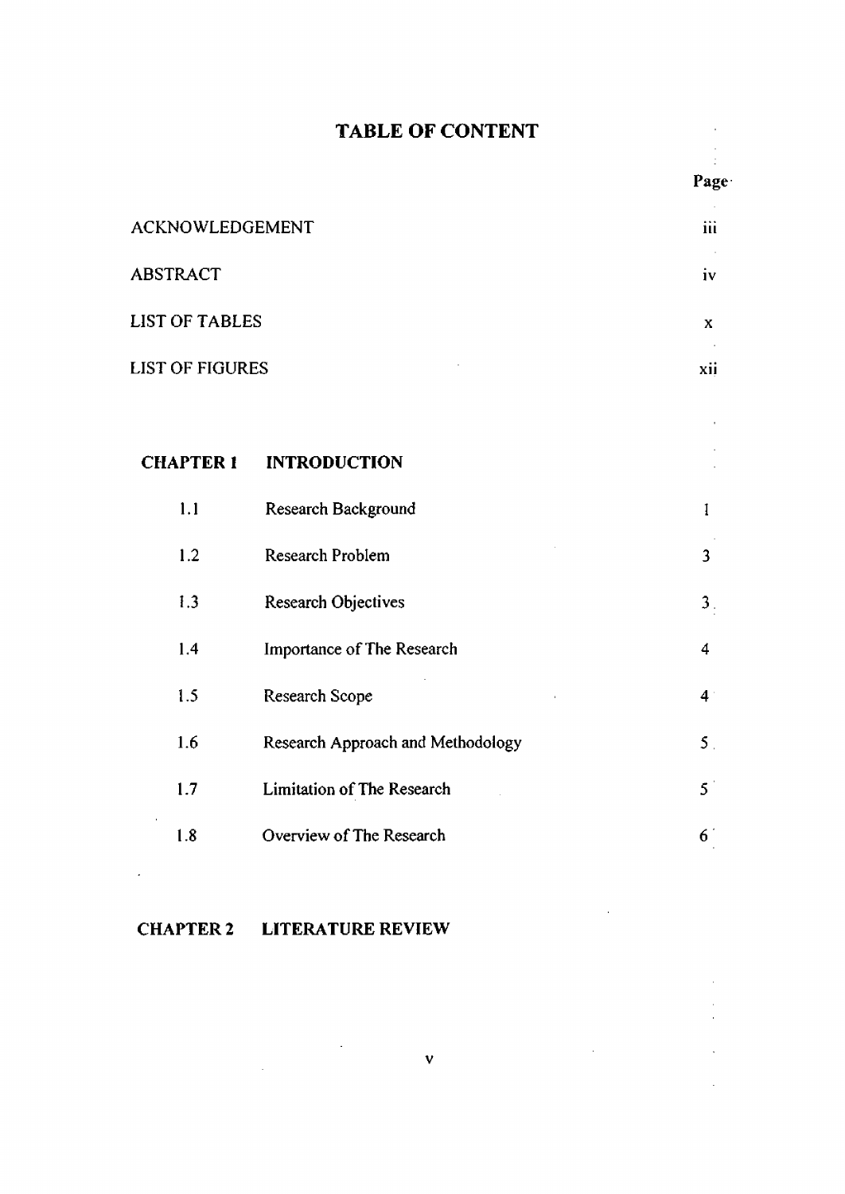# TABLE OF CONTENT

| | | Page |
|---|---|---|
| ACKNOWLEDGEMENT | | iii |
| ABSTRACT | | iv |
| LIST OF TABLES | | x |
| LIST OF FIGURES | | xii |
| | | |
| **CHAPTER 1** | **INTRODUCTION** | |
| 1.1 | Research Background | 1 |
| 1.2 | Research Problem | 3 |
| 1.3 | Research Objectives | 3 |
| 1.4 | Importance of The Research | 4 |
| 1.5 | Research Scope | 4 |
| 1.6 | Research Approach and Methodology | 5 |
| 1.7 | Limitation of The Research | 5 |
| 1.8 | Overview of The Research | 6 |
| | | |
| **CHAPTER 2** | **LITERATURE REVIEW** | |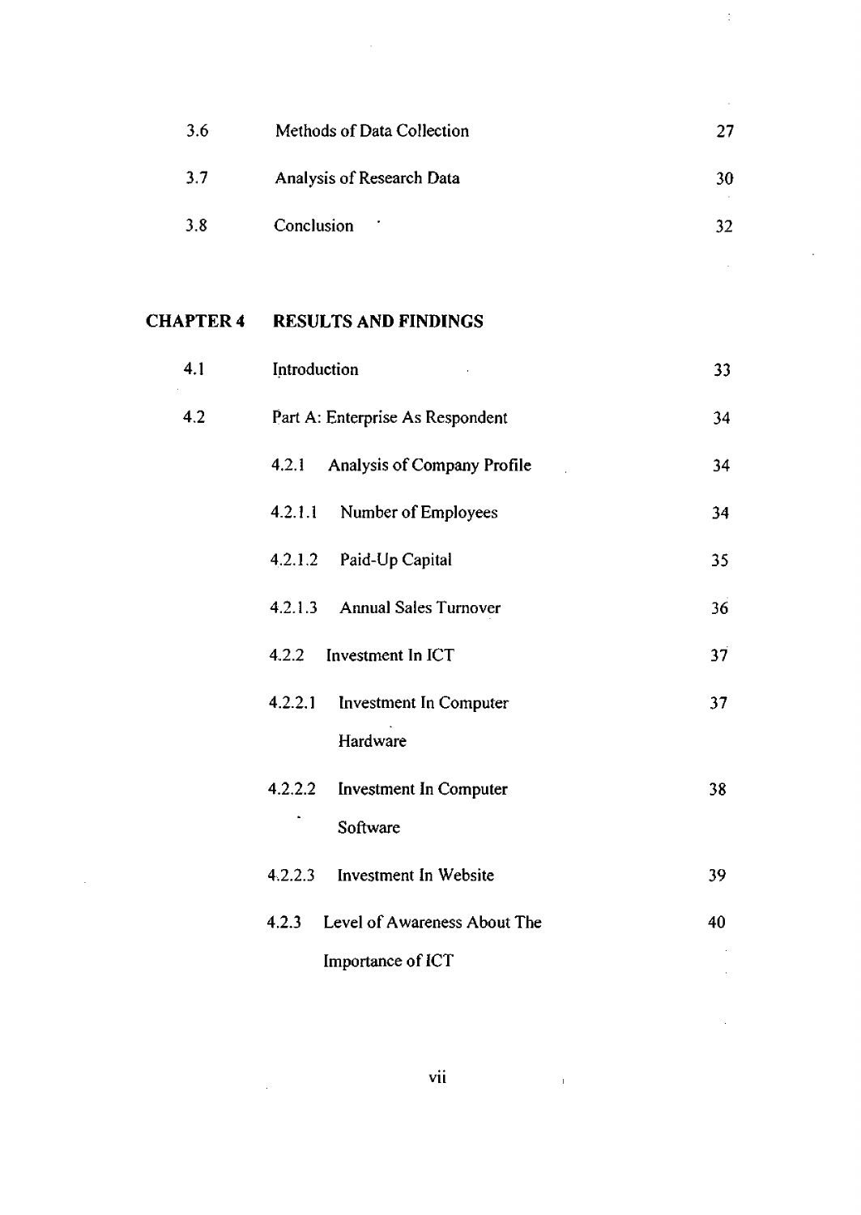| | | |
|---|---|---|
| 3.6 | Methods of Data Collection | 27 |
| 3.7 | Analysis of Research Data | 30 |
| 3.8 | Conclusion | 32 |

**CHAPTER 4 RESULTS AND FINDINGS**

| | | |
|---|---|---|
| 4.1 | Introduction | 33 |
| 4.2 | Part A: Enterprise As Respondent | 34 |
| | 4.2.1 Analysis of Company Profile | 34 |
| | 4.2.1.1 Number of Employees | 34 |
| | 4.2.1.2 Paid-Up Capital | 35 |
| | 4.2.1.3 Annual Sales Turnover | 36 |
| | 4.2.2 Investment In ICT | 37 |
| | 4.2.2.1 Investment In Computer Hardware | 37 |
| | 4.2.2.2 Investment In Computer Software | 38 |
| | 4.2.2.3 Investment In Website | 39 |
| | 4.2.3 Level of Awareness About The Importance of ICT | 40 |